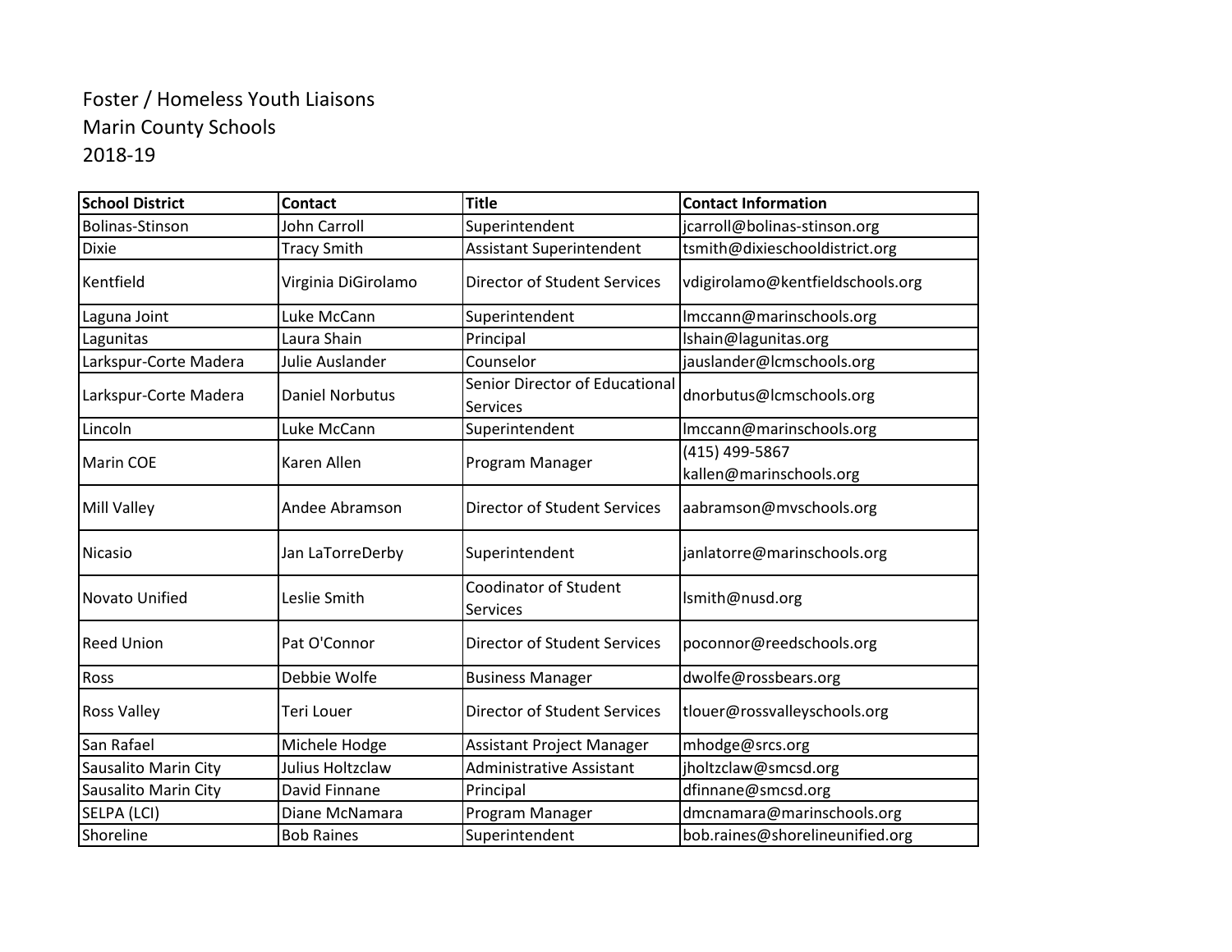Foster / Homeless Youth Liaisons
Marin County Schools
2018-19

| School District | Contact | Title | Contact Information |
|---|---|---|---|
| Bolinas-Stinson | John Carroll | Superintendent | jcarroll@bolinas-stinson.org |
| Dixie | Tracy Smith | Assistant Superintendent | tsmith@dixieschooldistrict.org |
| Kentfield | Virginia DiGirolamo | Director of Student Services | vdigirolamo@kentfieldschools.org |
| Laguna Joint | Luke McCann | Superintendent | lmccann@marinschools.org |
| Lagunitas | Laura Shain | Principal | lshain@lagunitas.org |
| Larkspur-Corte Madera | Julie Auslander | Counselor | jauslander@lcmschools.org |
| Larkspur-Corte Madera | Daniel Norbutus | Senior Director of Educational Services | dnorbutus@lcmschools.org |
| Lincoln | Luke McCann | Superintendent | lmccann@marinschools.org |
| Marin COE | Karen Allen | Program Manager | (415) 499-5867 kallen@marinschools.org |
| Mill Valley | Andee Abramson | Director of Student Services | aabramson@mvschools.org |
| Nicasio | Jan LaTorreDerby | Superintendent | janlatorre@marinschools.org |
| Novato Unified | Leslie Smith | Coodinator of Student Services | lsmith@nusd.org |
| Reed Union | Pat O'Connor | Director of Student Services | poconnor@reedschools.org |
| Ross | Debbie Wolfe | Business Manager | dwolfe@rossbears.org |
| Ross Valley | Teri Louer | Director of Student Services | tlouer@rossvalleyschools.org |
| San Rafael | Michele Hodge | Assistant Project Manager | mhodge@srcs.org |
| Sausalito Marin City | Julius Holtzclaw | Administrative Assistant | jholtzclaw@smcsd.org |
| Sausalito Marin City | David Finnane | Principal | dfinnane@smcsd.org |
| SELPA (LCI) | Diane McNamara | Program Manager | dmcnamara@marinschools.org |
| Shoreline | Bob Raines | Superintendent | bob.raines@shorelineunified.org |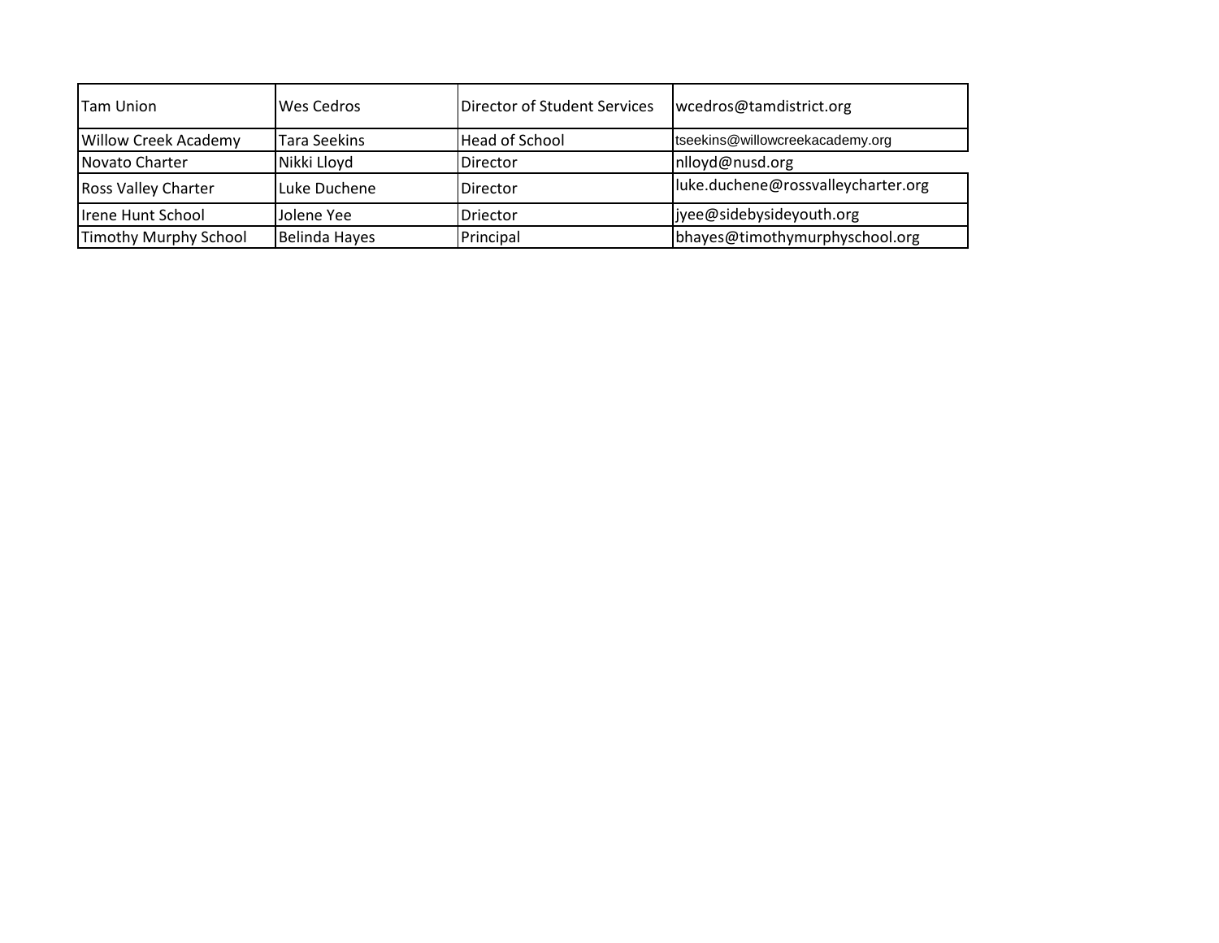| | | | |
|---|---|---|---|
| Tam Union | Wes Cedros | Director of Student Services | wcedros@tamdistrict.org |
| Willow Creek Academy | Tara Seekins | Head of School | tseekins@willowcreekacademy.org |
| Novato Charter | Nikki Lloyd | Director | nlloyd@nusd.org |
| Ross Valley Charter | Luke Duchene | Director | luke.duchene@rossvalleycharter.org |
| Irene Hunt School | Jolene Yee | Driector | jyee@sidebysideyouth.org |
| Timothy Murphy School | Belinda Hayes | Principal | bhayes@timothymurphyschool.org |